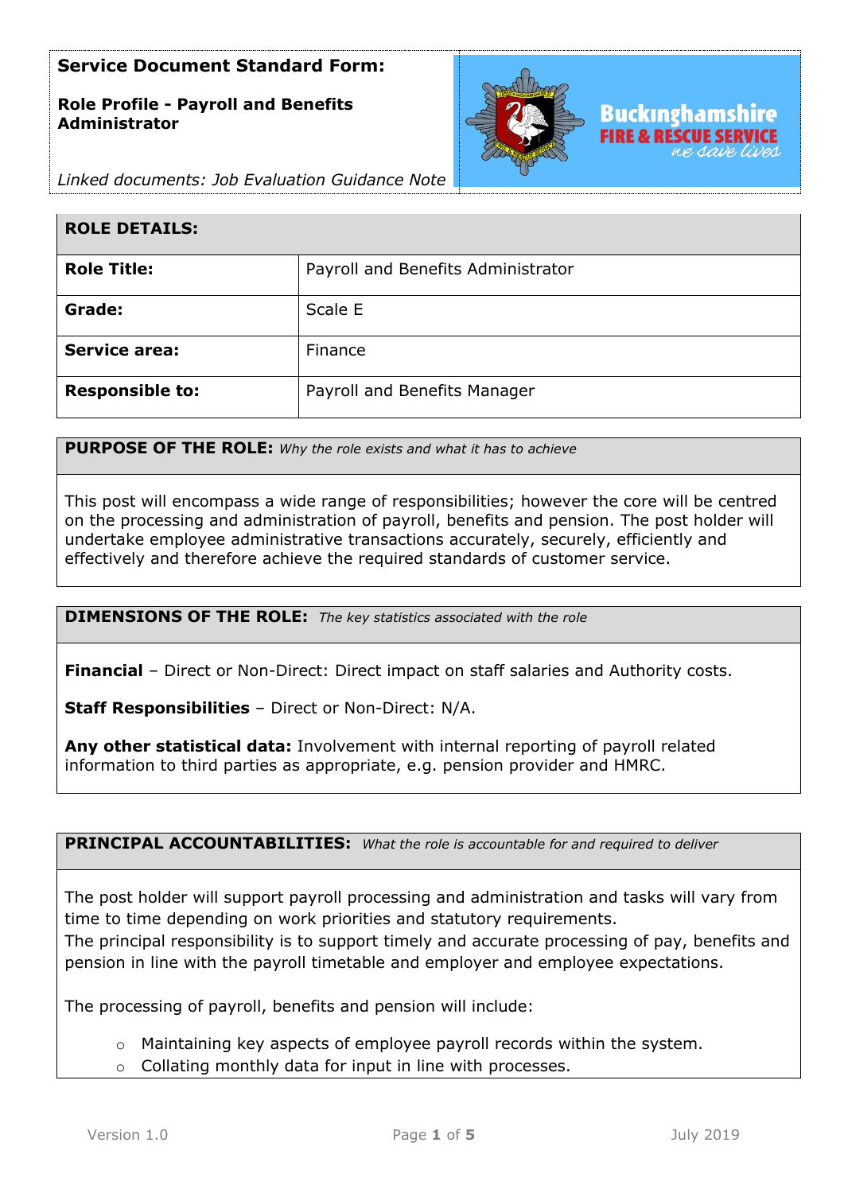**Service Document Standard Form:**

**Role Profile - Payroll and Benefits Administrator**

*Linked documents: Job Evaluation Guidance Note*

| ROLE DETAILS: | |
|---|---|
| **Role Title:** | Payroll and Benefits Administrator |
| **Grade:** | Scale E |
| **Service area:** | Finance |
| **Responsible to:** | Payroll and Benefits Manager |

**PURPOSE OF THE ROLE:** *Why the role exists and what it has to achieve*

This post will encompass a wide range of responsibilities; however the core will be centred on the processing and administration of payroll, benefits and pension. The post holder will undertake employee administrative transactions accurately, securely, efficiently and effectively and therefore achieve the required standards of customer service.

**DIMENSIONS OF THE ROLE:** *The key statistics associated with the role*

**Financial** – Direct or Non-Direct: Direct impact on staff salaries and Authority costs.

**Staff Responsibilities** – Direct or Non-Direct: N/A.

**Any other statistical data:** Involvement with internal reporting of payroll related information to third parties as appropriate, e.g. pension provider and HMRC.

**PRINCIPAL ACCOUNTABILITIES:** *What the role is accountable for and required to deliver*

The post holder will support payroll processing and administration and tasks will vary from time to time depending on work priorities and statutory requirements.
The principal responsibility is to support timely and accurate processing of pay, benefits and pension in line with the payroll timetable and employer and employee expectations.

The processing of payroll, benefits and pension will include:

- Maintaining key aspects of employee payroll records within the system.
- Collating monthly data for input in line with processes.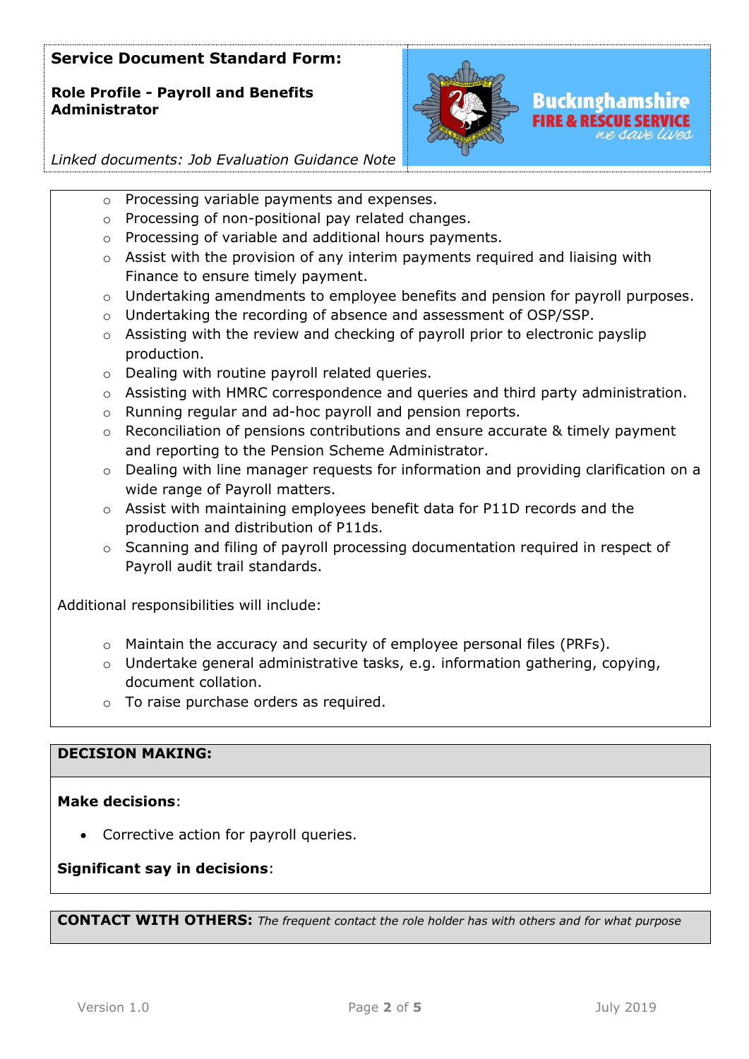**Service Document Standard Form:**

**Role Profile - Payroll and Benefits Administrator**

*Linked documents: Job Evaluation Guidance Note*

- Processing variable payments and expenses.
- Processing of non-positional pay related changes.
- Processing of variable and additional hours payments.
- Assist with the provision of any interim payments required and liaising with Finance to ensure timely payment.
- Undertaking amendments to employee benefits and pension for payroll purposes.
- Undertaking the recording of absence and assessment of OSP/SSP.
- Assisting with the review and checking of payroll prior to electronic payslip production.
- Dealing with routine payroll related queries.
- Assisting with HMRC correspondence and queries and third party administration.
- Running regular and ad-hoc payroll and pension reports.
- Reconciliation of pensions contributions and ensure accurate & timely payment and reporting to the Pension Scheme Administrator.
- Dealing with line manager requests for information and providing clarification on a wide range of Payroll matters.
- Assist with maintaining employees benefit data for P11D records and the production and distribution of P11ds.
- Scanning and filing of payroll processing documentation required in respect of Payroll audit trail standards.

Additional responsibilities will include:

- Maintain the accuracy and security of employee personal files (PRFs).
- Undertake general administrative tasks, e.g. information gathering, copying, document collation.
- To raise purchase orders as required.

## DECISION MAKING:

**Make decisions**:

- Corrective action for payroll queries.

**Significant say in decisions**:

## CONTACT WITH OTHERS: *The frequent contact the role holder has with others and for what purpose*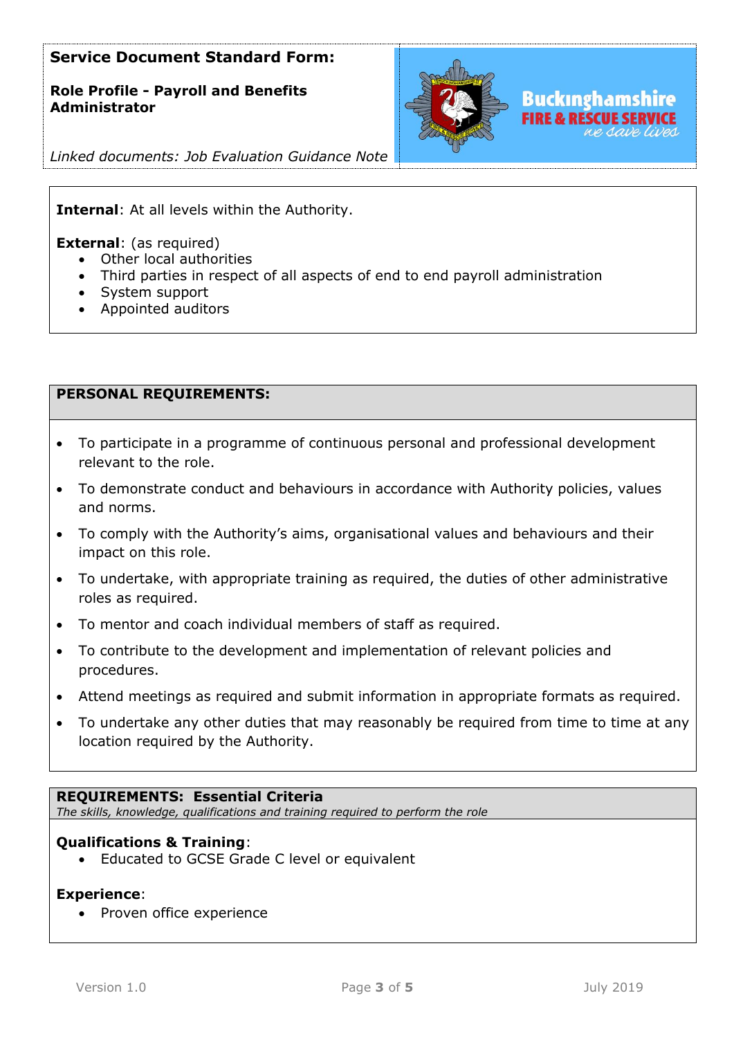**Service Document Standard Form:**

**Role Profile - Payroll and Benefits Administrator**

*Linked documents: Job Evaluation Guidance Note*

**Internal**: At all levels within the Authority.

**External**: (as required)

- Other local authorities
- Third parties in respect of all aspects of end to end payroll administration
- System support
- Appointed auditors

## PERSONAL REQUIREMENTS:

- To participate in a programme of continuous personal and professional development relevant to the role.
- To demonstrate conduct and behaviours in accordance with Authority policies, values and norms.
- To comply with the Authority's aims, organisational values and behaviours and their impact on this role.
- To undertake, with appropriate training as required, the duties of other administrative roles as required.
- To mentor and coach individual members of staff as required.
- To contribute to the development and implementation of relevant policies and procedures.
- Attend meetings as required and submit information in appropriate formats as required.
- To undertake any other duties that may reasonably be required from time to time at any location required by the Authority.

## REQUIREMENTS: Essential Criteria

*The skills, knowledge, qualifications and training required to perform the role*

**Qualifications & Training**:

- Educated to GCSE Grade C level or equivalent

**Experience**:

- Proven office experience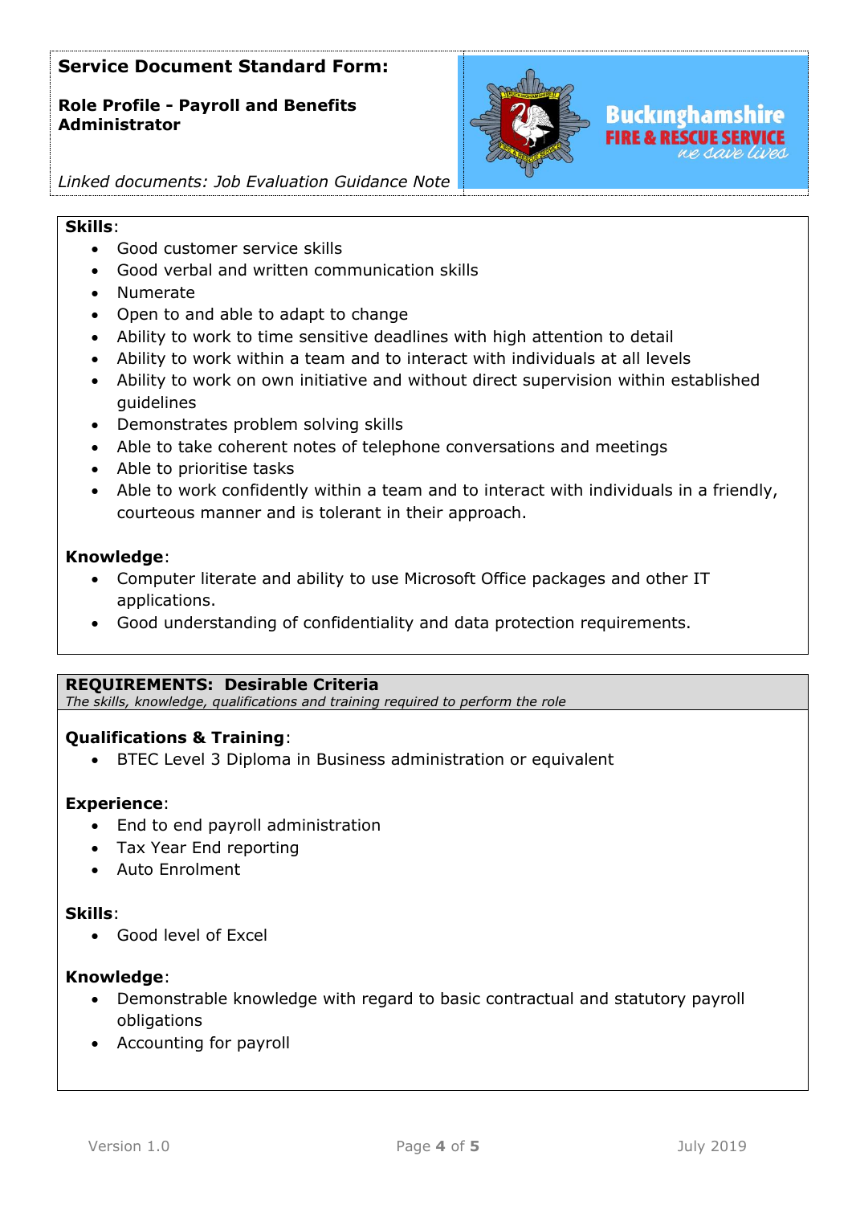**Service Document Standard Form:**

**Role Profile - Payroll and Benefits Administrator**

*Linked documents: Job Evaluation Guidance Note*

**Skills**:

- Good customer service skills
- Good verbal and written communication skills
- Numerate
- Open to and able to adapt to change
- Ability to work to time sensitive deadlines with high attention to detail
- Ability to work within a team and to interact with individuals at all levels
- Ability to work on own initiative and without direct supervision within established guidelines
- Demonstrates problem solving skills
- Able to take coherent notes of telephone conversations and meetings
- Able to prioritise tasks
- Able to work confidently within a team and to interact with individuals in a friendly, courteous manner and is tolerant in their approach.

**Knowledge**:

- Computer literate and ability to use Microsoft Office packages and other IT applications.
- Good understanding of confidentiality and data protection requirements.

**REQUIREMENTS: Desirable Criteria**
*The skills, knowledge, qualifications and training required to perform the role*

**Qualifications & Training**:

- BTEC Level 3 Diploma in Business administration or equivalent

**Experience**:

- End to end payroll administration
- Tax Year End reporting
- Auto Enrolment

**Skills**:

- Good level of Excel

**Knowledge**:

- Demonstrable knowledge with regard to basic contractual and statutory payroll obligations
- Accounting for payroll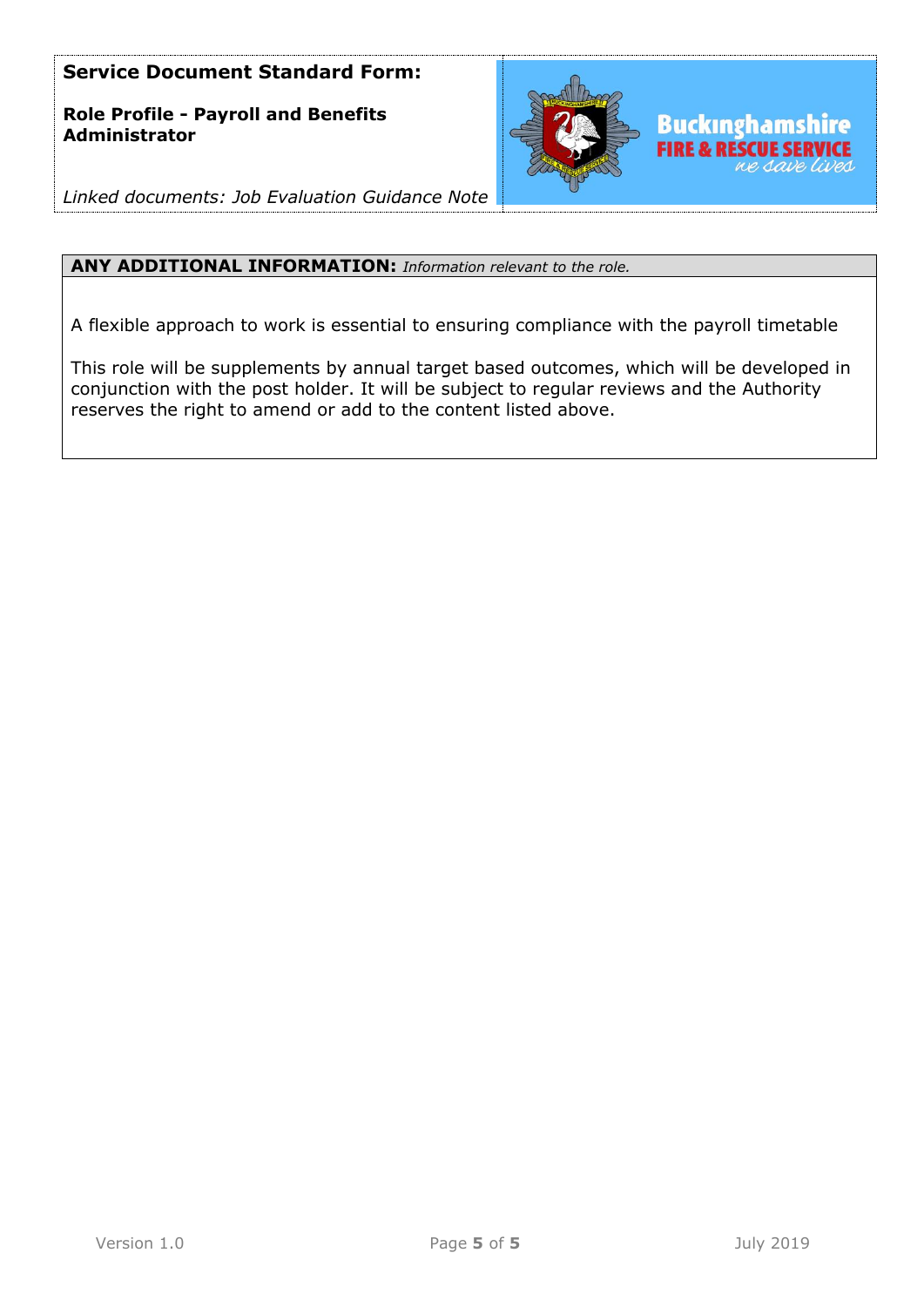**Service Document Standard Form:**

**Role Profile - Payroll and Benefits Administrator**

*Linked documents: Job Evaluation Guidance Note*

| **ANY ADDITIONAL INFORMATION:** *Information relevant to the role.* |
|---|
| A flexible approach to work is essential to ensuring compliance with the payroll timetable<br><br>This role will be supplements by annual target based outcomes, which will be developed in conjunction with the post holder. It will be subject to regular reviews and the Authority reserves the right to amend or add to the content listed above. |